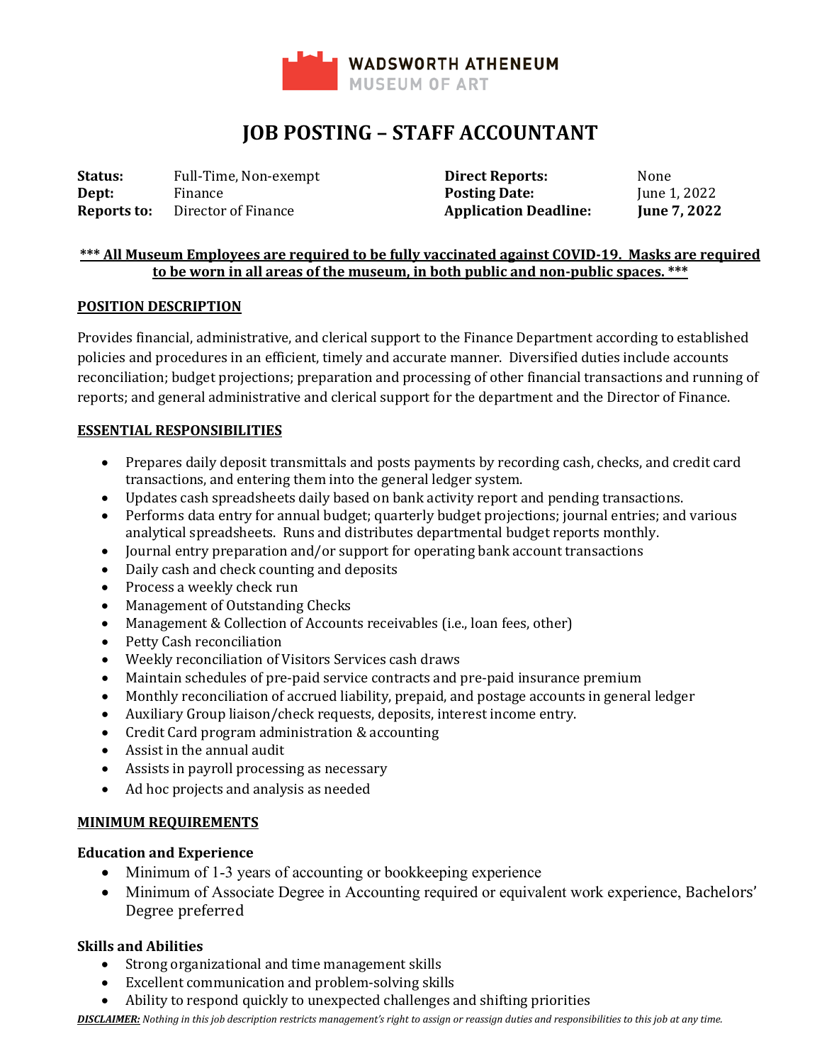WADSWORTH ATHENEUM
MUSEUM OF ART

# JOB POSTING – STAFF ACCOUNTANT

| | | | |
|---|---|---|---|
| **Status:** | Full-Time, Non-exempt | **Direct Reports:** | None |
| **Dept:** | Finance | **Posting Date:** | June 1, 2022 |
| **Reports to:** | Director of Finance | **Application Deadline:** | **June 7, 2022** |

**\*\*\* All Museum Employees are required to be fully vaccinated against COVID-19. Masks are required to be worn in all areas of the museum, in both public and non-public spaces. \*\*\***

## POSITION DESCRIPTION

Provides financial, administrative, and clerical support to the Finance Department according to established policies and procedures in an efficient, timely and accurate manner. Diversified duties include accounts reconciliation; budget projections; preparation and processing of other financial transactions and running of reports; and general administrative and clerical support for the department and the Director of Finance.

## ESSENTIAL RESPONSIBILITIES

- Prepares daily deposit transmittals and posts payments by recording cash, checks, and credit card transactions, and entering them into the general ledger system.
- Updates cash spreadsheets daily based on bank activity report and pending transactions.
- Performs data entry for annual budget; quarterly budget projections; journal entries; and various analytical spreadsheets. Runs and distributes departmental budget reports monthly.
- Journal entry preparation and/or support for operating bank account transactions
- Daily cash and check counting and deposits
- Process a weekly check run
- Management of Outstanding Checks
- Management & Collection of Accounts receivables (i.e., loan fees, other)
- Petty Cash reconciliation
- Weekly reconciliation of Visitors Services cash draws
- Maintain schedules of pre-paid service contracts and pre-paid insurance premium
- Monthly reconciliation of accrued liability, prepaid, and postage accounts in general ledger
- Auxiliary Group liaison/check requests, deposits, interest income entry.
- Credit Card program administration & accounting
- Assist in the annual audit
- Assists in payroll processing as necessary
- Ad hoc projects and analysis as needed

## MINIMUM REQUIREMENTS

### Education and Experience

- Minimum of 1-3 years of accounting or bookkeeping experience
- Minimum of Associate Degree in Accounting required or equivalent work experience, Bachelors' Degree preferred

### Skills and Abilities

- Strong organizational and time management skills
- Excellent communication and problem-solving skills
- Ability to respond quickly to unexpected challenges and shifting priorities

***DISCLAIMER:** Nothing in this job description restricts management's right to assign or reassign duties and responsibilities to this job at any time.*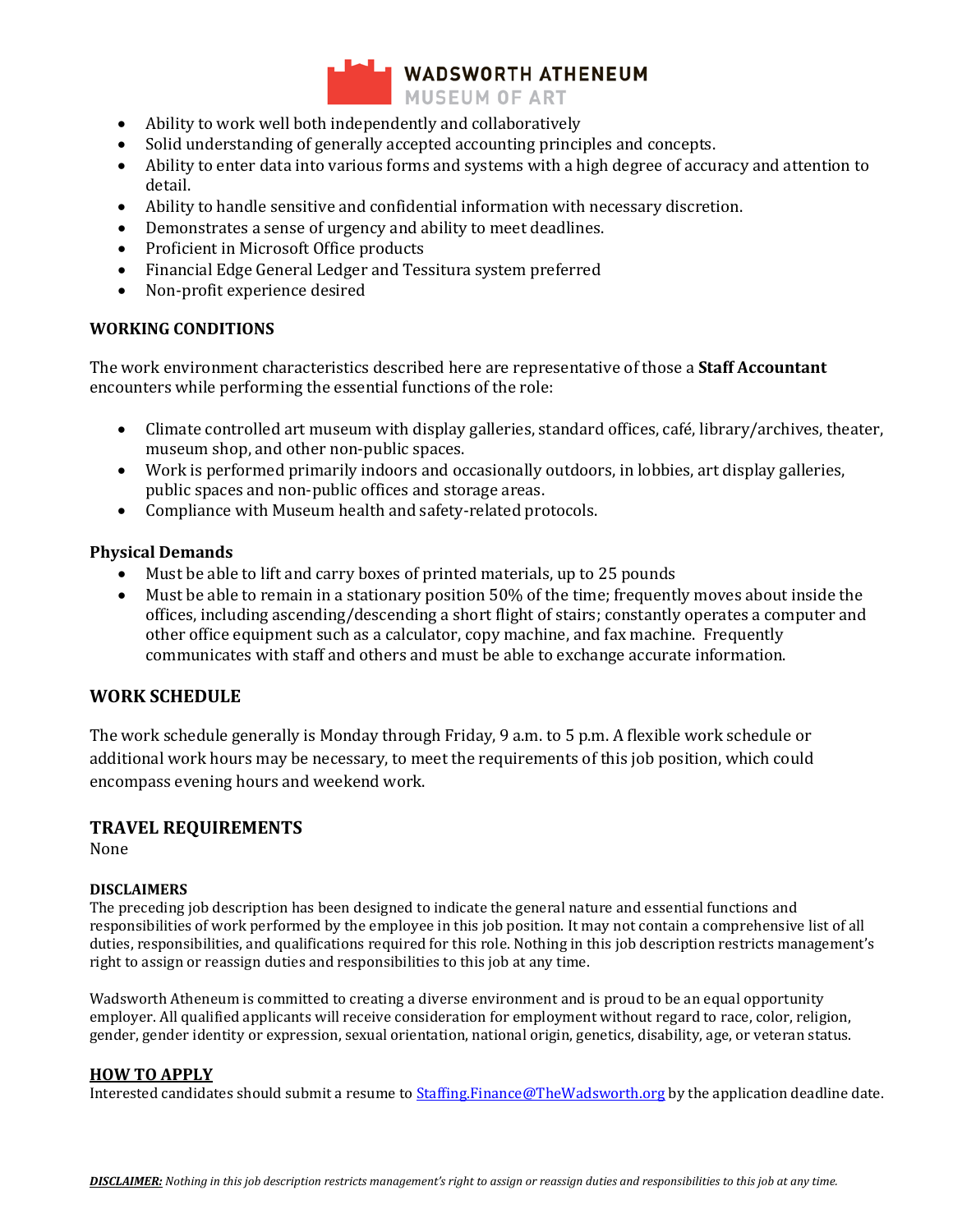- Ability to work well both independently and collaboratively
- Solid understanding of generally accepted accounting principles and concepts.
- Ability to enter data into various forms and systems with a high degree of accuracy and attention to detail.
- Ability to handle sensitive and confidential information with necessary discretion.
- Demonstrates a sense of urgency and ability to meet deadlines.
- Proficient in Microsoft Office products
- Financial Edge General Ledger and Tessitura system preferred
- Non-profit experience desired

**WORKING CONDITIONS**

The work environment characteristics described here are representative of those a **Staff Accountant** encounters while performing the essential functions of the role:

- Climate controlled art museum with display galleries, standard offices, café, library/archives, theater, museum shop, and other non-public spaces.
- Work is performed primarily indoors and occasionally outdoors, in lobbies, art display galleries, public spaces and non-public offices and storage areas.
- Compliance with Museum health and safety-related protocols.

**Physical Demands**

- Must be able to lift and carry boxes of printed materials, up to 25 pounds
- Must be able to remain in a stationary position 50% of the time; frequently moves about inside the offices, including ascending/descending a short flight of stairs; constantly operates a computer and other office equipment such as a calculator, copy machine, and fax machine. Frequently communicates with staff and others and must be able to exchange accurate information.

## WORK SCHEDULE

The work schedule generally is Monday through Friday, 9 a.m. to 5 p.m. A flexible work schedule or additional work hours may be necessary, to meet the requirements of this job position, which could encompass evening hours and weekend work.

## TRAVEL REQUIREMENTS

None

**DISCLAIMERS**

The preceding job description has been designed to indicate the general nature and essential functions and responsibilities of work performed by the employee in this job position. It may not contain a comprehensive list of all duties, responsibilities, and qualifications required for this role. Nothing in this job description restricts management's right to assign or reassign duties and responsibilities to this job at any time.

Wadsworth Atheneum is committed to creating a diverse environment and is proud to be an equal opportunity employer. All qualified applicants will receive consideration for employment without regard to race, color, religion, gender, gender identity or expression, sexual orientation, national origin, genetics, disability, age, or veteran status.

**HOW TO APPLY**

Interested candidates should submit a resume to Staffing.Finance@TheWadsworth.org by the application deadline date.